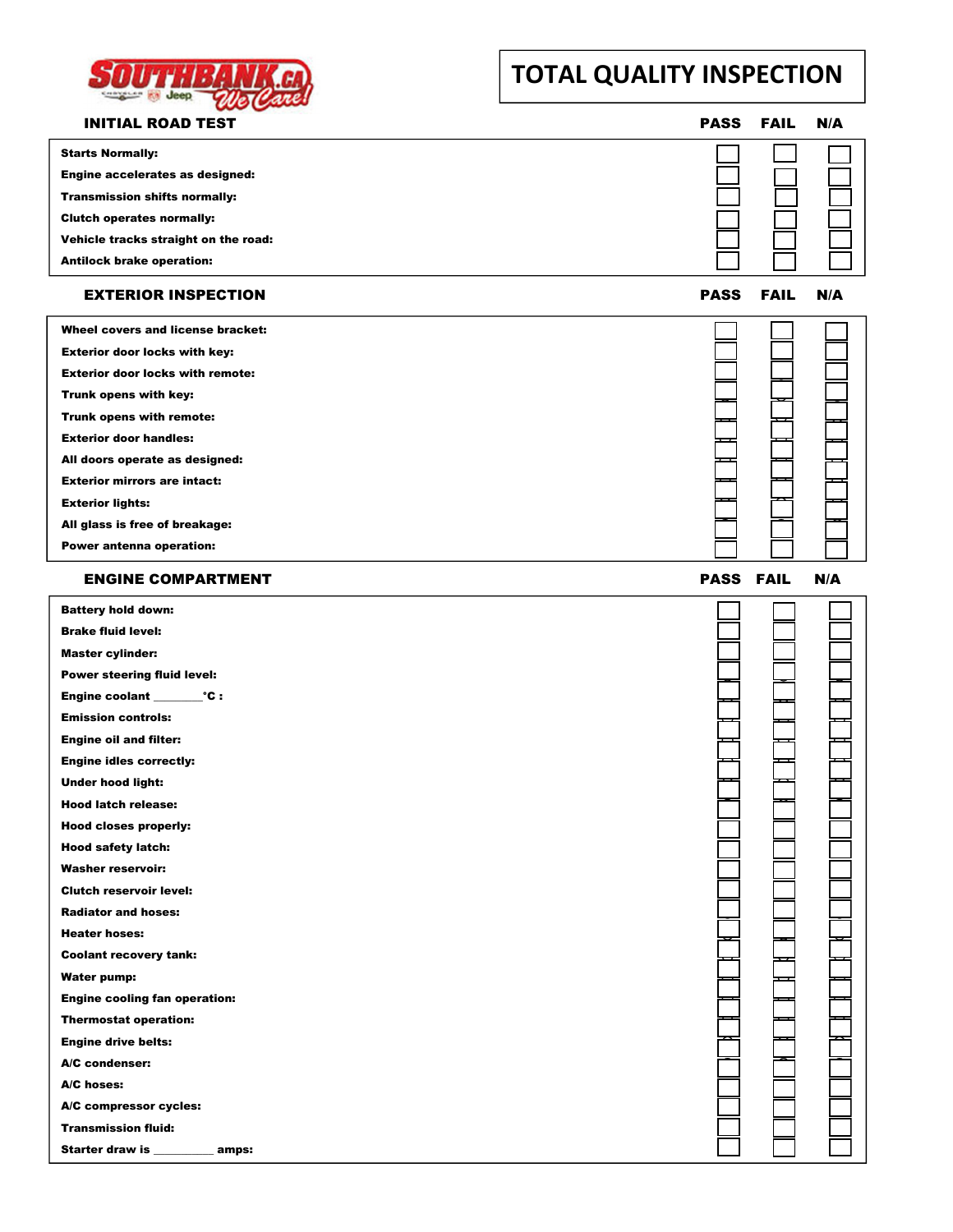# TOTAL QUALITY INSPECTION

SOUTHBANK.CA We Care!

## INITIAL ROAD TEST

| | PASS | FAIL | N/A |
|---|---|---|---|
| Starts Normally: | ☐ | ☐ | ☐ |
| Engine accelerates as designed: | ☐ | ☐ | ☐ |
| Transmission shifts normally: | ☐ | ☐ | ☐ |
| Clutch operates normally: | ☐ | ☐ | ☐ |
| Vehicle tracks straight on the road: | ☐ | ☐ | ☐ |
| Antilock brake operation: | ☐ | ☐ | ☐ |

## EXTERIOR INSPECTION

| | PASS | FAIL | N/A |
|---|---|---|---|
| Wheel covers and license bracket: | ☐ | ☐ | ☐ |
| Exterior door locks with key: | ☐ | ☐ | ☐ |
| Exterior door locks with remote: | ☐ | ☐ | ☐ |
| Trunk opens with key: | ☐ | ☐ | ☐ |
| Trunk opens with remote: | ☐ | ☐ | ☐ |
| Exterior door handles: | ☐ | ☐ | ☐ |
| All doors operate as designed: | ☐ | ☐ | ☐ |
| Exterior mirrors are intact: | ☐ | ☐ | ☐ |
| Exterior lights: | ☐ | ☐ | ☐ |
| All glass is free of breakage: | ☐ | ☐ | ☐ |
| Power antenna operation: | ☐ | ☐ | ☐ |

## ENGINE COMPARTMENT

| | PASS | FAIL | N/A |
|---|---|---|---|
| Battery hold down: | ☐ | ☐ | ☐ |
| Brake fluid level: | ☐ | ☐ | ☐ |
| Master cylinder: | ☐ | ☐ | ☐ |
| Power steering fluid level: | ☐ | ☐ | ☐ |
| Engine coolant ________°C : | ☐ | ☐ | ☐ |
| Emission controls: | ☐ | ☐ | ☐ |
| Engine oil and filter: | ☐ | ☐ | ☐ |
| Engine idles correctly: | ☐ | ☐ | ☐ |
| Under hood light: | ☐ | ☐ | ☐ |
| Hood latch release: | ☐ | ☐ | ☐ |
| Hood closes properly: | ☐ | ☐ | ☐ |
| Hood safety latch: | ☐ | ☐ | ☐ |
| Washer reservoir: | ☐ | ☐ | ☐ |
| Clutch reservoir level: | ☐ | ☐ | ☐ |
| Radiator and hoses: | ☐ | ☐ | ☐ |
| Heater hoses: | ☐ | ☐ | ☐ |
| Coolant recovery tank: | ☐ | ☐ | ☐ |
| Water pump: | ☐ | ☐ | ☐ |
| Engine cooling fan operation: | ☐ | ☐ | ☐ |
| Thermostat operation: | ☐ | ☐ | ☐ |
| Engine drive belts: | ☐ | ☐ | ☐ |
| A/C condenser: | ☐ | ☐ | ☐ |
| A/C hoses: | ☐ | ☐ | ☐ |
| A/C compressor cycles: | ☐ | ☐ | ☐ |
| Transmission fluid: | ☐ | ☐ | ☐ |
| Starter draw is _________ amps: | ☐ | ☐ | ☐ |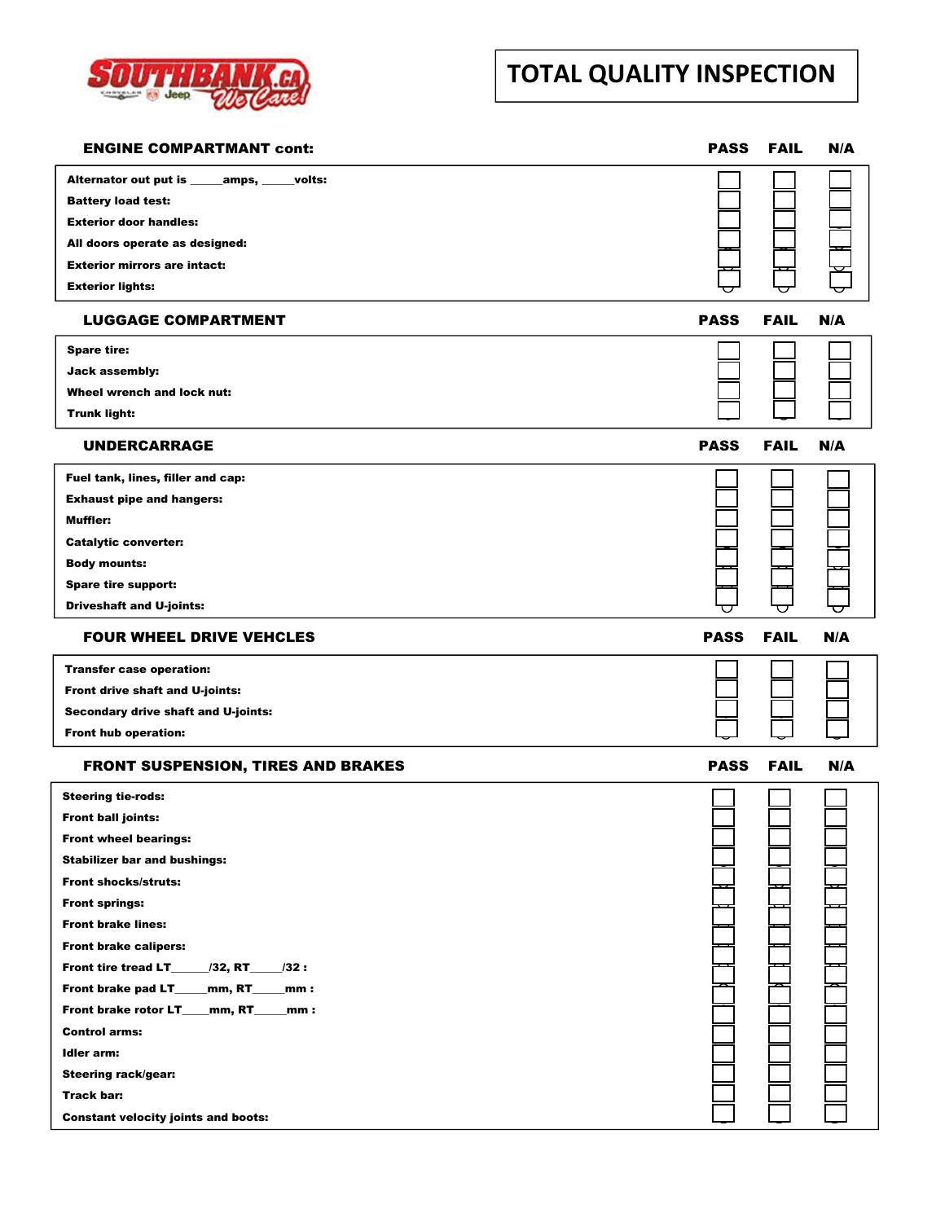SOUTHBANK.CA We Care!

# TOTAL QUALITY INSPECTION

| ENGINE COMPARTMANT cont: | PASS | FAIL | N/A |
|---|---|---|---|
| Alternator out put is _____amps, _____volts: | ☐ | ☐ | ☐ |
| Battery load test: | ☐ | ☐ | ☐ |
| Exterior door handles: | ☐ | ☐ | ☐ |
| All doors operate as designed: | ☐ | ☐ | ☐ |
| Exterior mirrors are intact: | ☐ | ☐ | ☐ |
| Exterior lights: | ☐ | ☐ | ☐ |

| LUGGAGE COMPARTMENT | PASS | FAIL | N/A |
|---|---|---|---|
| Spare tire: | ☐ | ☐ | ☐ |
| Jack assembly: | ☐ | ☐ | ☐ |
| Wheel wrench and lock nut: | ☐ | ☐ | ☐ |
| Trunk light: | ☐ | ☐ | ☐ |

| UNDERCARRAGE | PASS | FAIL | N/A |
|---|---|---|---|
| Fuel tank, lines, filler and cap: | ☐ | ☐ | ☐ |
| Exhaust pipe and hangers: | ☐ | ☐ | ☐ |
| Muffler: | ☐ | ☐ | ☐ |
| Catalytic converter: | ☐ | ☐ | ☐ |
| Body mounts: | ☐ | ☐ | ☐ |
| Spare tire support: | ☐ | ☐ | ☐ |
| Driveshaft and U-joints: | ☐ | ☐ | ☐ |

| FOUR WHEEL DRIVE VEHCLES | PASS | FAIL | N/A |
|---|---|---|---|
| Transfer case operation: | ☐ | ☐ | ☐ |
| Front drive shaft and U-joints: | ☐ | ☐ | ☐ |
| Secondary drive shaft and U-joints: | ☐ | ☐ | ☐ |
| Front hub operation: | ☐ | ☐ | ☐ |

| FRONT SUSPENSION, TIRES AND BRAKES | PASS | FAIL | N/A |
|---|---|---|---|
| Steering tie-rods: | ☐ | ☐ | ☐ |
| Front ball joints: | ☐ | ☐ | ☐ |
| Front wheel bearings: | ☐ | ☐ | ☐ |
| Stabilizer bar and bushings: | ☐ | ☐ | ☐ |
| Front shocks/struts: | ☐ | ☐ | ☐ |
| Front springs: | ☐ | ☐ | ☐ |
| Front brake lines: | ☐ | ☐ | ☐ |
| Front brake calipers: | ☐ | ☐ | ☐ |
| Front tire tread LT______/32, RT_____/32 : | ☐ | ☐ | ☐ |
| Front brake pad LT_____mm, RT_____mm : | ☐ | ☐ | ☐ |
| Front brake rotor LT____mm, RT_____mm : | ☐ | ☐ | ☐ |
| Control arms: | ☐ | ☐ | ☐ |
| Idler arm: | ☐ | ☐ | ☐ |
| Steering rack/gear: | ☐ | ☐ | ☐ |
| Track bar: | ☐ | ☐ | ☐ |
| Constant velocity joints and boots: | ☐ | ☐ | ☐ |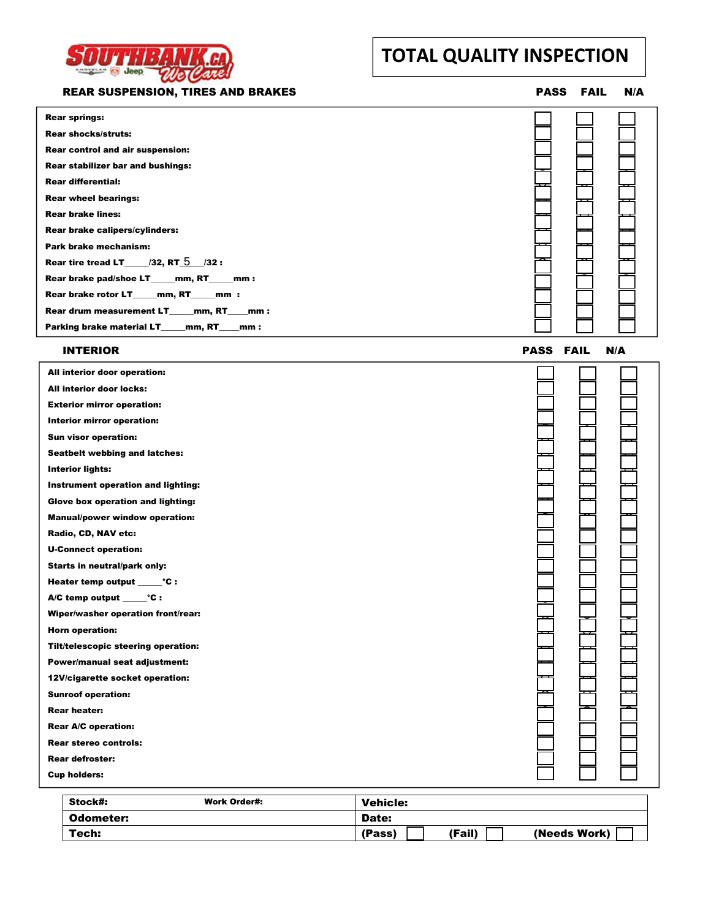SOUTHBANK.CA We Care!

# TOTAL QUALITY INSPECTION

## REAR SUSPENSION, TIRES AND BRAKES

| REAR SUSPENSION, TIRES AND BRAKES | PASS | FAIL | N/A |
|---|---|---|---|
| **Rear springs:** | ☐ | ☐ | ☐ |
| **Rear shocks/struts:** | ☐ | ☐ | ☐ |
| **Rear control and air suspension:** | ☐ | ☐ | ☐ |
| **Rear stabilizer bar and bushings:** | ☐ | ☐ | ☐ |
| **Rear differential:** | ☐ | ☐ | ☐ |
| **Rear wheel bearings:** | ☐ | ☐ | ☐ |
| **Rear brake lines:** | ☐ | ☐ | ☐ |
| **Rear brake calipers/cylinders:** | ☐ | ☐ | ☐ |
| **Park brake mechanism:** | ☐ | ☐ | ☐ |
| **Rear tire tread LT_____/32, RT 5 /32 :** | ☐ | ☐ | ☐ |
| **Rear brake pad/shoe LT_____mm, RT_____mm :** | ☐ | ☐ | ☐ |
| **Rear brake rotor LT_____mm, RT_____mm :** | ☐ | ☐ | ☐ |
| **Rear drum measurement LT_____mm, RT____mm :** | ☐ | ☐ | ☐ |
| **Parking brake material LT_____mm, RT____mm :** | ☐ | ☐ | ☐ |

## INTERIOR

| INTERIOR | PASS | FAIL | N/A |
|---|---|---|---|
| **All interior door operation:** | ☐ | ☐ | ☐ |
| **All interior door locks:** | ☐ | ☐ | ☐ |
| **Exterior mirror operation:** | ☐ | ☐ | ☐ |
| **Interior mirror operation:** | ☐ | ☐ | ☐ |
| **Sun visor operation:** | ☐ | ☐ | ☐ |
| **Seatbelt webbing and latches:** | ☐ | ☐ | ☐ |
| **Interior lights:** | ☐ | ☐ | ☐ |
| **Instrument operation and lighting:** | ☐ | ☐ | ☐ |
| **Glove box operation and lighting:** | ☐ | ☐ | ☐ |
| **Manual/power window operation:** | ☐ | ☐ | ☐ |
| **Radio, CD, NAV etc:** | ☐ | ☐ | ☐ |
| **U-Connect operation:** | ☐ | ☐ | ☐ |
| **Starts in neutral/park only:** | ☐ | ☐ | ☐ |
| **Heater temp output _____°C :** | ☐ | ☐ | ☐ |
| **A/C temp output _____°C :** | ☐ | ☐ | ☐ |
| **Wiper/washer operation front/rear:** | ☐ | ☐ | ☐ |
| **Horn operation:** | ☐ | ☐ | ☐ |
| **Tilt/telescopic steering operation:** | ☐ | ☐ | ☐ |
| **Power/manual seat adjustment:** | ☐ | ☐ | ☐ |
| **12V/cigarette socket operation:** | ☐ | ☐ | ☐ |
| **Sunroof operation:** | ☐ | ☐ | ☐ |
| **Rear heater:** | ☐ | ☐ | ☐ |
| **Rear A/C operation:** | ☐ | ☐ | ☐ |
| **Rear stereo controls:** | ☐ | ☐ | ☐ |
| **Rear defroster:** | ☐ | ☐ | ☐ |
| **Cup holders:** | ☐ | ☐ | ☐ |

| | |
|---|---|
| **Stock#:** **Work Order#:** | **Vehicle:** |
| **Odometer:** | **Date:** |
| **Tech:** | **(Pass)** ☐ **(Fail)** ☐ **(Needs Work)** ☐ |